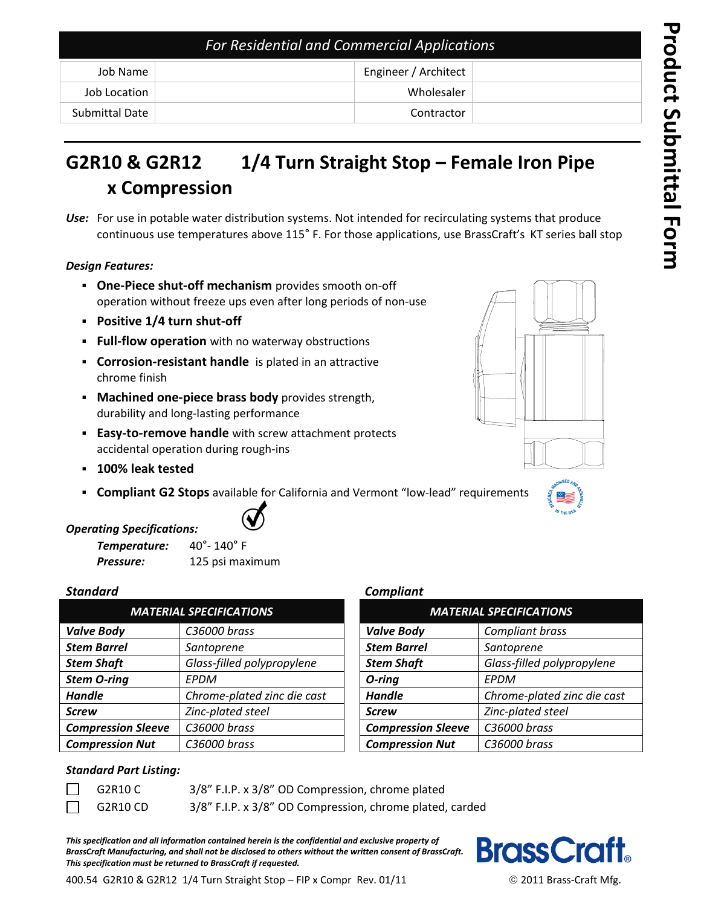*For Residential and Commercial Applications*

| Job Name | | Engineer / Architect | |
|---|---|---|---|
| Job Location | | Wholesaler | |
| Submittal Date | | Contractor | |

# G2R10 & G2R12 1/4 Turn Straight Stop – Female Iron Pipe x Compression

***Use:*** For use in potable water distribution systems. Not intended for recirculating systems that produce continuous use temperatures above 115˚ F. For those applications, use BrassCraft's KT series ball stop

***Design Features:***

- **One-Piece shut-off mechanism** provides smooth on-off operation without freeze ups even after long periods of non-use
- **Positive 1/4 turn shut-off**
- **Full-flow operation** with no waterway obstructions
- **Corrosion-resistant handle** is plated in an attractive chrome finish
- **Machined one-piece brass body** provides strength, durability and long-lasting performance
- **Easy-to-remove handle** with screw attachment protects accidental operation during rough-ins
- **100% leak tested**
- **Compliant G2 Stops** available for California and Vermont "low-lead" requirements

***Operating Specifications:***

***Temperature:*** 40˚- 140˚ F
***Pressure:*** 125 psi maximum

***Standard***

| *MATERIAL SPECIFICATIONS* | |
|---|---|
| ***Valve Body*** | *C36000 brass* |
| ***Stem Barrel*** | *Santoprene* |
| ***Stem Shaft*** | *Glass-filled polypropylene* |
| ***Stem O-ring*** | *EPDM* |
| ***Handle*** | *Chrome-plated zinc die cast* |
| ***Screw*** | *Zinc-plated steel* |
| ***Compression Sleeve*** | *C36000 brass* |
| ***Compression Nut*** | *C36000 brass* |

***Compliant***

| *MATERIAL SPECIFICATIONS* | |
|---|---|
| ***Valve Body*** | *Compliant brass* |
| ***Stem Barrel*** | *Santoprene* |
| ***Stem Shaft*** | *Glass-filled polypropylene* |
| ***O-ring*** | *EPDM* |
| ***Handle*** | *Chrome-plated zinc die cast* |
| ***Screw*** | *Zinc-plated steel* |
| ***Compression Sleeve*** | *C36000 brass* |
| ***Compression Nut*** | *C36000 brass* |

***Standard Part Listing:***

- ☐ G2R10 C — 3/8" F.I.P. x 3/8" OD Compression, chrome plated
- ☐ G2R10 CD — 3/8" F.I.P. x 3/8" OD Compression, chrome plated, carded

***This specification and all information contained herein is the confidential and exclusive property of BrassCraft Manufacturing, and shall not be disclosed to others without the written consent of BrassCraft. This specification must be returned to BrassCraft if requested.***

400.54 G2R10 & G2R12 1/4 Turn Straight Stop – FIP x Compr Rev. 01/11 © 2011 Brass-Craft Mfg.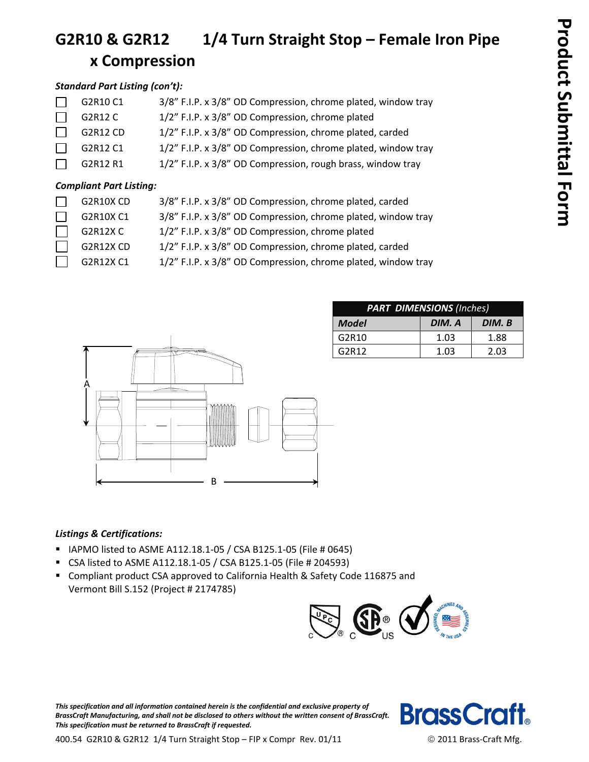# G2R10 & G2R12 1/4 Turn Straight Stop – Female Iron Pipe x Compression

### *Standard Part Listing (con't):*

- ☐ G2R10 C1 — 3/8" F.I.P. x 3/8" OD Compression, chrome plated, window tray
- ☐ G2R12 C — 1/2" F.I.P. x 3/8" OD Compression, chrome plated
- ☐ G2R12 CD — 1/2" F.I.P. x 3/8" OD Compression, chrome plated, carded
- ☐ G2R12 C1 — 1/2" F.I.P. x 3/8" OD Compression, chrome plated, window tray
- ☐ G2R12 R1 — 1/2" F.I.P. x 3/8" OD Compression, rough brass, window tray

### *Compliant Part Listing:*

- ☐ G2R10X CD — 3/8" F.I.P. x 3/8" OD Compression, chrome plated, carded
- ☐ G2R10X C1 — 3/8" F.I.P. x 3/8" OD Compression, chrome plated, window tray
- ☐ G2R12X C — 1/2" F.I.P. x 3/8" OD Compression, chrome plated
- ☐ G2R12X CD — 1/2" F.I.P. x 3/8" OD Compression, chrome plated, carded
- ☐ G2R12X C1 — 1/2" F.I.P. x 3/8" OD Compression, chrome plated, window tray

A

B

| ***PART DIMENSIONS** (Inches)* | | |
|---|---|---|
| ***Model*** | ***DIM. A*** | ***DIM. B*** |
| G2R10 | 1.03 | 1.88 |
| G2R12 | 1.03 | 2.03 |

### *Listings & Certifications:*

- IAPMO listed to ASME A112.18.1-05 / CSA B125.1-05 (File # 0645)
- CSA listed to ASME A112.18.1-05 / CSA B125.1-05 (File # 204593)
- Compliant product CSA approved to California Health & Safety Code 116875 and Vermont Bill S.152 (Project # 2174785)

***This specification and all information contained herein is the confidential and exclusive property of BrassCraft Manufacturing, and shall not be disclosed to others without the written consent of BrassCraft. This specification must be returned to BrassCraft if requested.***

400.54 G2R10 & G2R12 1/4 Turn Straight Stop – FIP x Compr Rev. 01/11

© 2011 Brass-Craft Mfg.